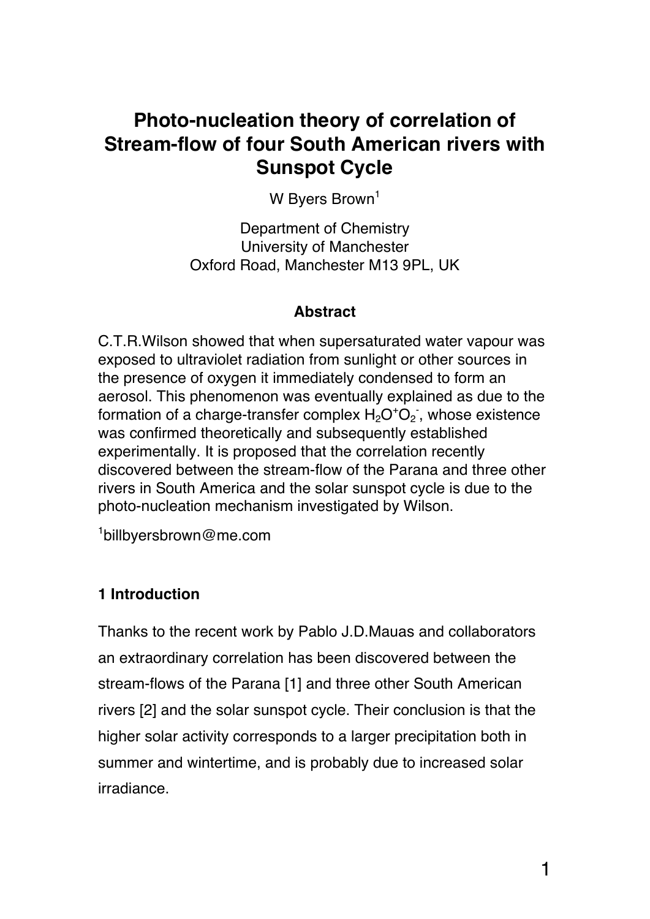# Photo-nucleation theory of correlation of Stream-flow of four South American rivers with Sunspot Cycle

W Byers Brown[1]

Department of Chemistry
University of Manchester
Oxford Road, Manchester M13 9PL, UK

### Abstract

C.T.R.Wilson showed that when supersaturated water vapour was exposed to ultraviolet radiation from sunlight or other sources in the presence of oxygen it immediately condensed to form an aerosol. This phenomenon was eventually explained as due to the formation of a charge-transfer complex $H_2O^+O_2^-$, whose existence was confirmed theoretically and subsequently established experimentally. It is proposed that the correlation recently discovered between the stream-flow of the Parana and three other rivers in South America and the solar sunspot cycle is due to the photo-nucleation mechanism investigated by Wilson.

[1]billbyersbrown@me.com

## 1 Introduction

Thanks to the recent work by Pablo J.D.Mauas and collaborators an extraordinary correlation has been discovered between the stream-flows of the Parana [1] and three other South American rivers [2] and the solar sunspot cycle. Their conclusion is that the higher solar activity corresponds to a larger precipitation both in summer and wintertime, and is probably due to increased solar irradiance.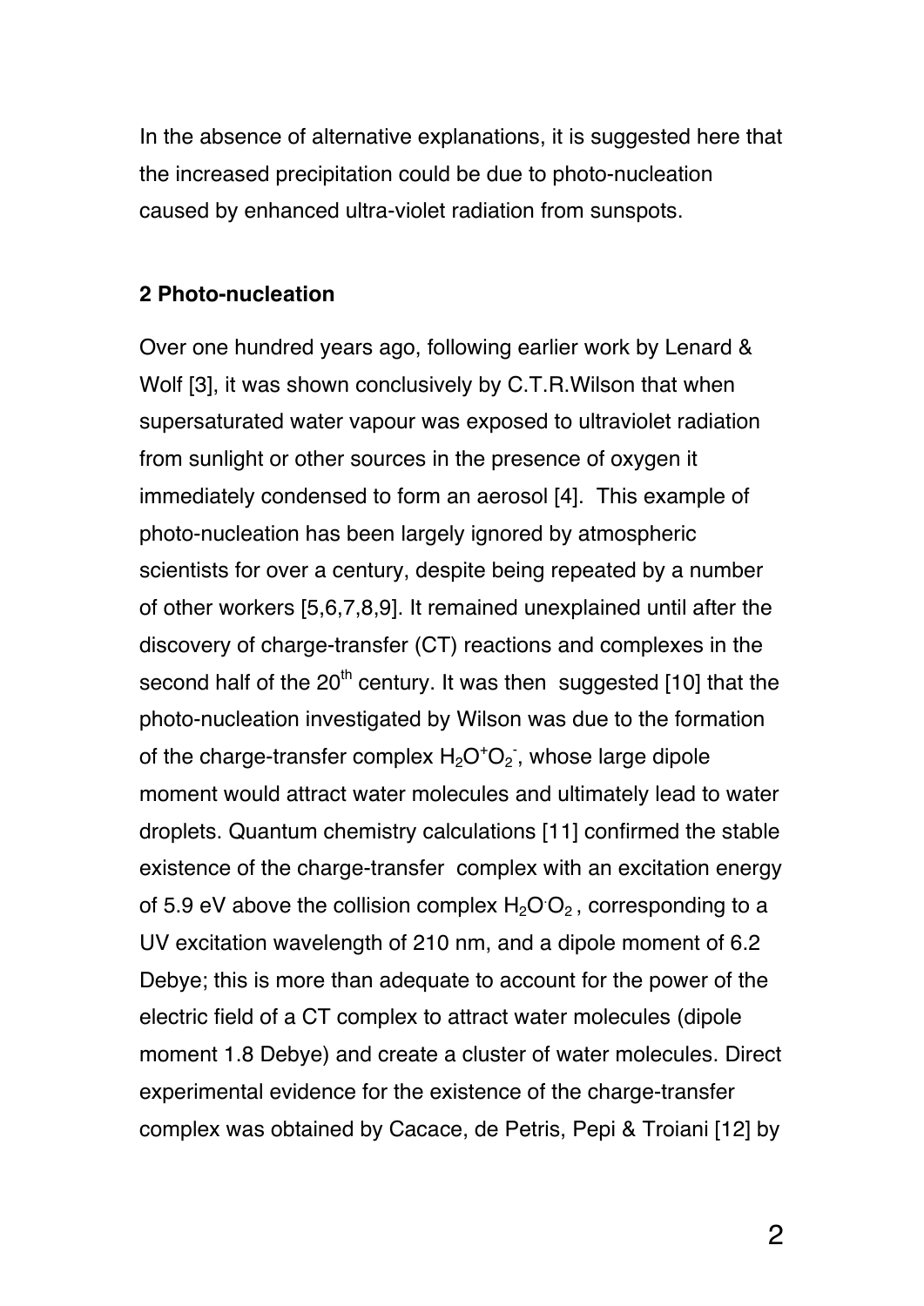In the absence of alternative explanations, it is suggested here that the increased precipitation could be due to photo-nucleation caused by enhanced ultra-violet radiation from sunspots.

## 2 Photo-nucleation

Over one hundred years ago, following earlier work by Lenard & Wolf [3], it was shown conclusively by C.T.R.Wilson that when supersaturated water vapour was exposed to ultraviolet radiation from sunlight or other sources in the presence of oxygen it immediately condensed to form an aerosol [4]. This example of photo-nucleation has been largely ignored by atmospheric scientists for over a century, despite being repeated by a number of other workers [5,6,7,8,9]. It remained unexplained until after the discovery of charge-transfer (CT) reactions and complexes in the second half of the 20th century. It was then suggested [10] that the photo-nucleation investigated by Wilson was due to the formation of the charge-transfer complex $H_2O^+O_2^-$, whose large dipole moment would attract water molecules and ultimately lead to water droplets. Quantum chemistry calculations [11] confirmed the stable existence of the charge-transfer complex with an excitation energy of 5.9 eV above the collision complex $H_2O{\cdot}O_2$, corresponding to a UV excitation wavelength of 210 nm, and a dipole moment of 6.2 Debye; this is more than adequate to account for the power of the electric field of a CT complex to attract water molecules (dipole moment 1.8 Debye) and create a cluster of water molecules. Direct experimental evidence for the existence of the charge-transfer complex was obtained by Cacace, de Petris, Pepi & Troiani [12] by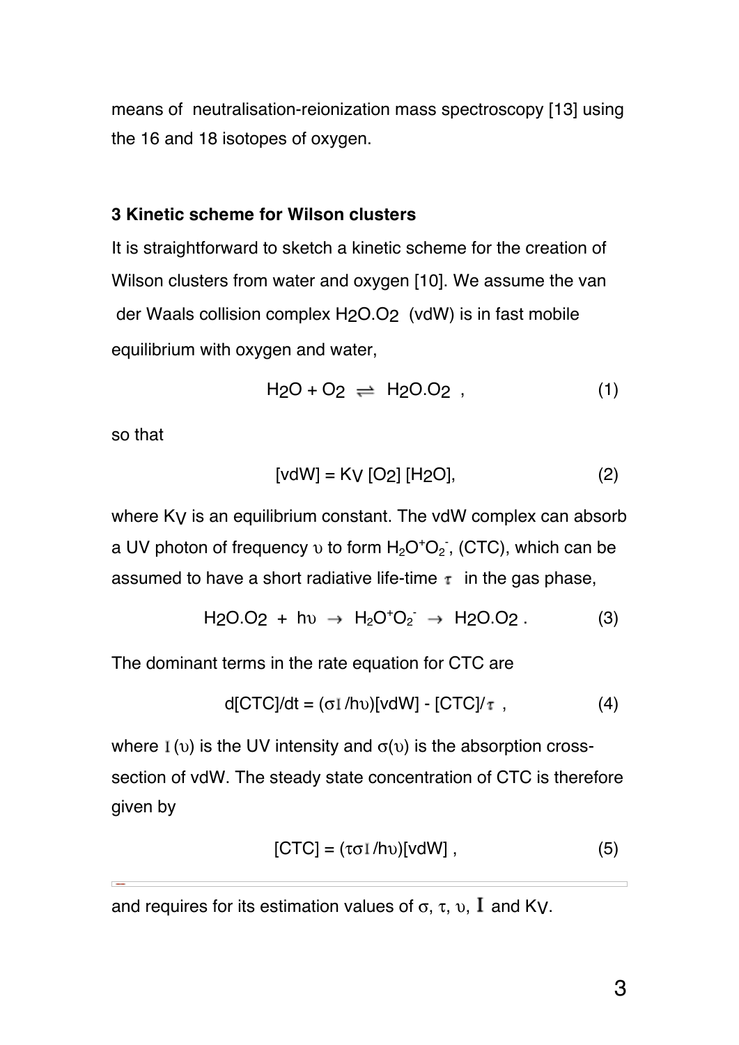means of neutralisation-reionization mass spectroscopy [13] using the 16 and 18 isotopes of oxygen.

### 3 Kinetic scheme for Wilson clusters

It is straightforward to sketch a kinetic scheme for the creation of Wilson clusters from water and oxygen [10]. We assume the van der Waals collision complex $H_2O.O_2$ (vdW) is in fast mobile equilibrium with oxygen and water,

$$H_2O + O_2 \rightleftharpoons H_2O.O_2 \ , \tag{1}$$

so that

$$[vdW] = K_V \, [O_2] \, [H_2O], \tag{2}$$

where $K_V$ is an equilibrium constant. The vdW complex can absorb a UV photon of frequency $\upsilon$ to form $H_2O^+O_2^-$, (CTC), which can be assumed to have a short radiative life-time $\tau$ in the gas phase,

$$H_2O.O_2 \ + \ h\upsilon \ \rightarrow \ H_2O^+O_2^- \ \rightarrow \ H_2O.O_2 \ . \tag{3}$$

The dominant terms in the rate equation for CTC are

$$d[CTC]/dt = (\sigma I/h\upsilon)[vdW] - [CTC]/\tau \ , \tag{4}$$

where $I(\upsilon)$ is the UV intensity and $\sigma(\upsilon)$ is the absorption cross-section of vdW. The steady state concentration of CTC is therefore given by

$$[CTC] = (\tau\sigma I/h\upsilon)[vdW] \ , \tag{5}$$

and requires for its estimation values of $\sigma$, $\tau$, $\upsilon$, $I$ and $K_V$.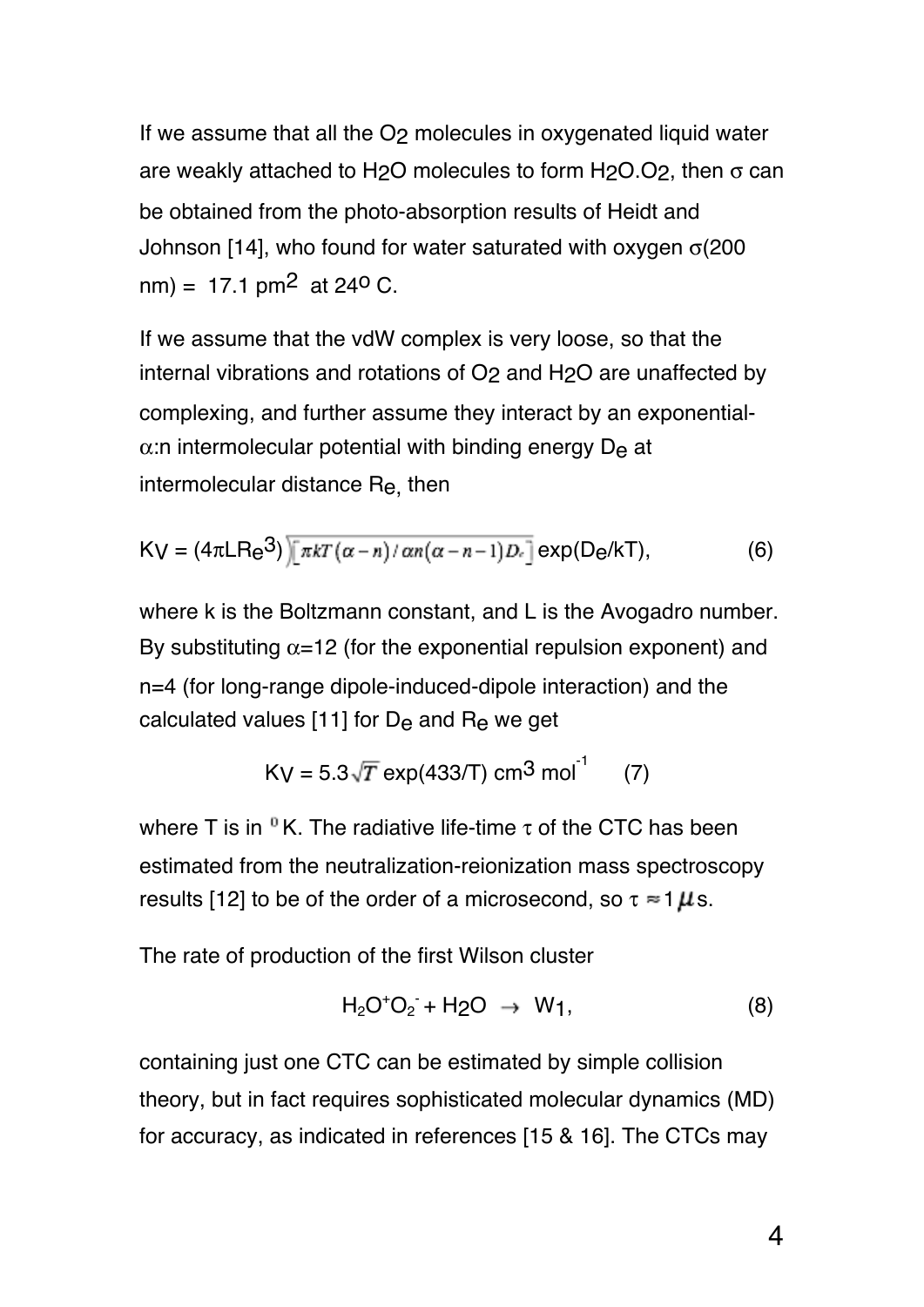If we assume that all the $O_2$ molecules in oxygenated liquid water are weakly attached to $H_2O$ molecules to form $H_2O.O_2$, then $\sigma$ can be obtained from the photo-absorption results of Heidt and Johnson [14], who found for water saturated with oxygen $\sigma$(200 nm) = 17.1 pm$^2$ at 24$^o$ C.

If we assume that the vdW complex is very loose, so that the internal vibrations and rotations of $O_2$ and $H_2O$ are unaffected by complexing, and further assume they interact by an exponential-$\alpha$:n intermolecular potential with binding energy $D_e$ at intermolecular distance $R_e$, then

$$K_V = (4\pi L R_e^3)\sqrt{\pi kT(\alpha - n)/\alpha n(\alpha - n - 1)D_e}\,\exp(D_e/kT), \qquad (6)$$

where k is the Boltzmann constant, and L is the Avogadro number. By substituting $\alpha$=12 (for the exponential repulsion exponent) and n=4 (for long-range dipole-induced-dipole interaction) and the calculated values [11] for $D_e$ and $R_e$ we get

$$K_V = 5.3\sqrt{T}\,\exp(433/T)\ \text{cm}^3\ \text{mol}^{-1} \qquad (7)$$

where T is in $^0$K. The radiative life-time $\tau$ of the CTC has been estimated from the neutralization-reionization mass spectroscopy results [12] to be of the order of a microsecond, so $\tau \approx 1\,\mu$s.

The rate of production of the first Wilson cluster

$$H_2O^+O_2^- + H_2O \rightarrow W_1, \qquad (8)$$

containing just one CTC can be estimated by simple collision theory, but in fact requires sophisticated molecular dynamics (MD) for accuracy, as indicated in references [15 & 16]. The CTCs may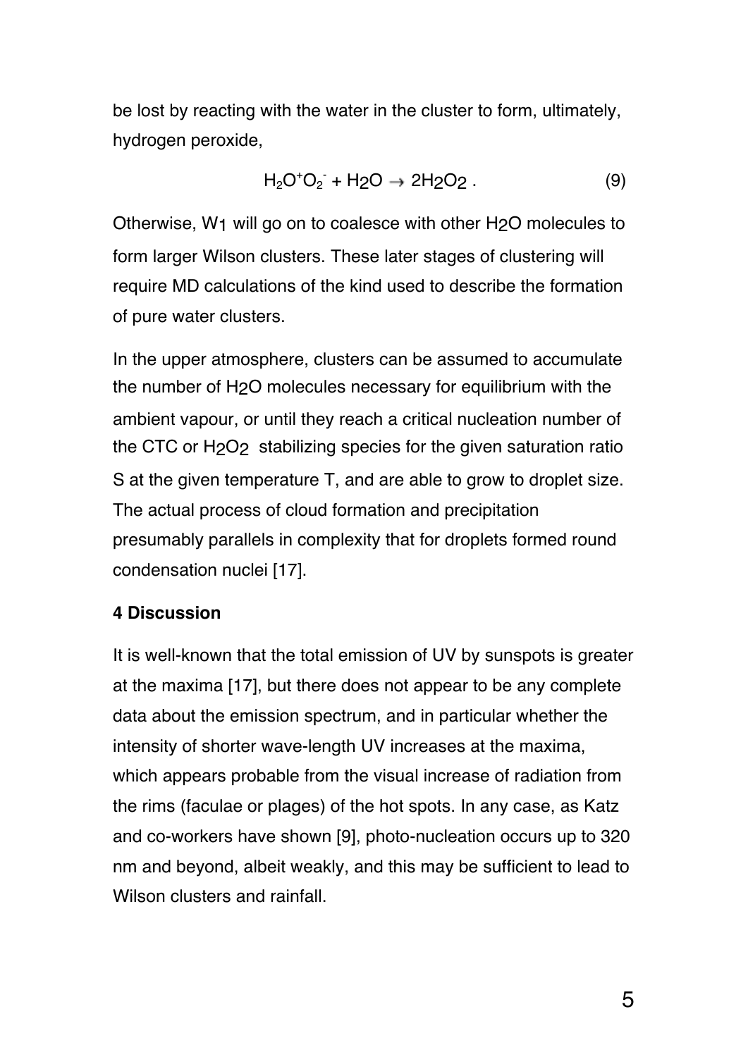be lost by reacting with the water in the cluster to form, ultimately, hydrogen peroxide,

$$H_2O^+O_2^- + H_2O \rightarrow 2H_2O_2 \; . \tag{9}$$

Otherwise, $W_1$ will go on to coalesce with other $H_2O$ molecules to form larger Wilson clusters. These later stages of clustering will require MD calculations of the kind used to describe the formation of pure water clusters.

In the upper atmosphere, clusters can be assumed to accumulate the number of $H_2O$ molecules necessary for equilibrium with the ambient vapour, or until they reach a critical nucleation number of the CTC or $H_2O_2$ stabilizing species for the given saturation ratio S at the given temperature T, and are able to grow to droplet size. The actual process of cloud formation and precipitation presumably parallels in complexity that for droplets formed round condensation nuclei [17].

## 4 Discussion

It is well-known that the total emission of UV by sunspots is greater at the maxima [17], but there does not appear to be any complete data about the emission spectrum, and in particular whether the intensity of shorter wave-length UV increases at the maxima, which appears probable from the visual increase of radiation from the rims (faculae or plages) of the hot spots. In any case, as Katz and co-workers have shown [9], photo-nucleation occurs up to 320 nm and beyond, albeit weakly, and this may be sufficient to lead to Wilson clusters and rainfall.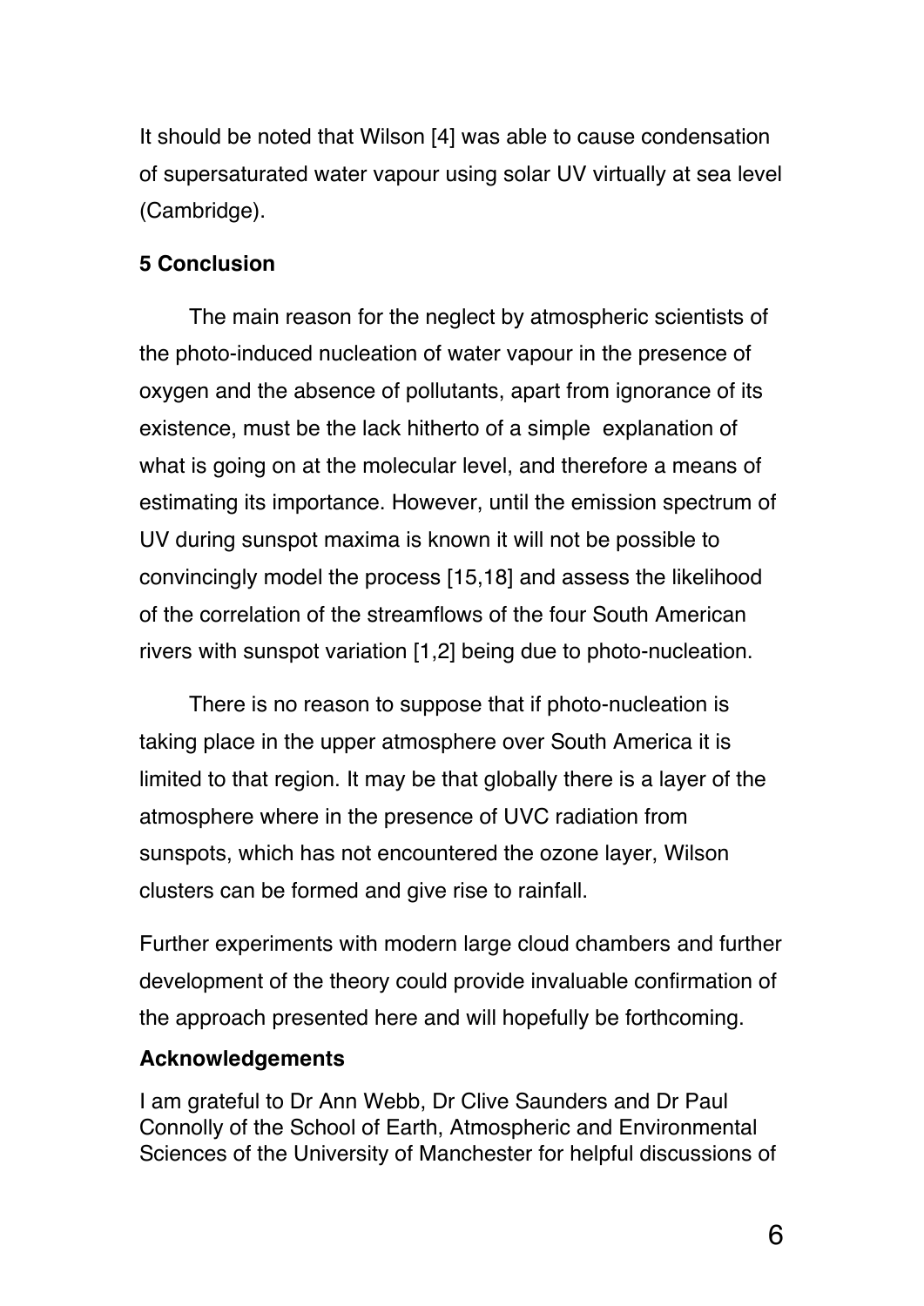It should be noted that Wilson [4] was able to cause condensation of supersaturated water vapour using solar UV virtually at sea level (Cambridge).

## 5 Conclusion

The main reason for the neglect by atmospheric scientists of the photo-induced nucleation of water vapour in the presence of oxygen and the absence of pollutants, apart from ignorance of its existence, must be the lack hitherto of a simple explanation of what is going on at the molecular level, and therefore a means of estimating its importance. However, until the emission spectrum of UV during sunspot maxima is known it will not be possible to convincingly model the process [15,18] and assess the likelihood of the correlation of the streamflows of the four South American rivers with sunspot variation [1,2] being due to photo-nucleation.

There is no reason to suppose that if photo-nucleation is taking place in the upper atmosphere over South America it is limited to that region. It may be that globally there is a layer of the atmosphere where in the presence of UVC radiation from sunspots, which has not encountered the ozone layer, Wilson clusters can be formed and give rise to rainfall.

Further experiments with modern large cloud chambers and further development of the theory could provide invaluable confirmation of the approach presented here and will hopefully be forthcoming.

## Acknowledgements

I am grateful to Dr Ann Webb, Dr Clive Saunders and Dr Paul Connolly of the School of Earth, Atmospheric and Environmental Sciences of the University of Manchester for helpful discussions of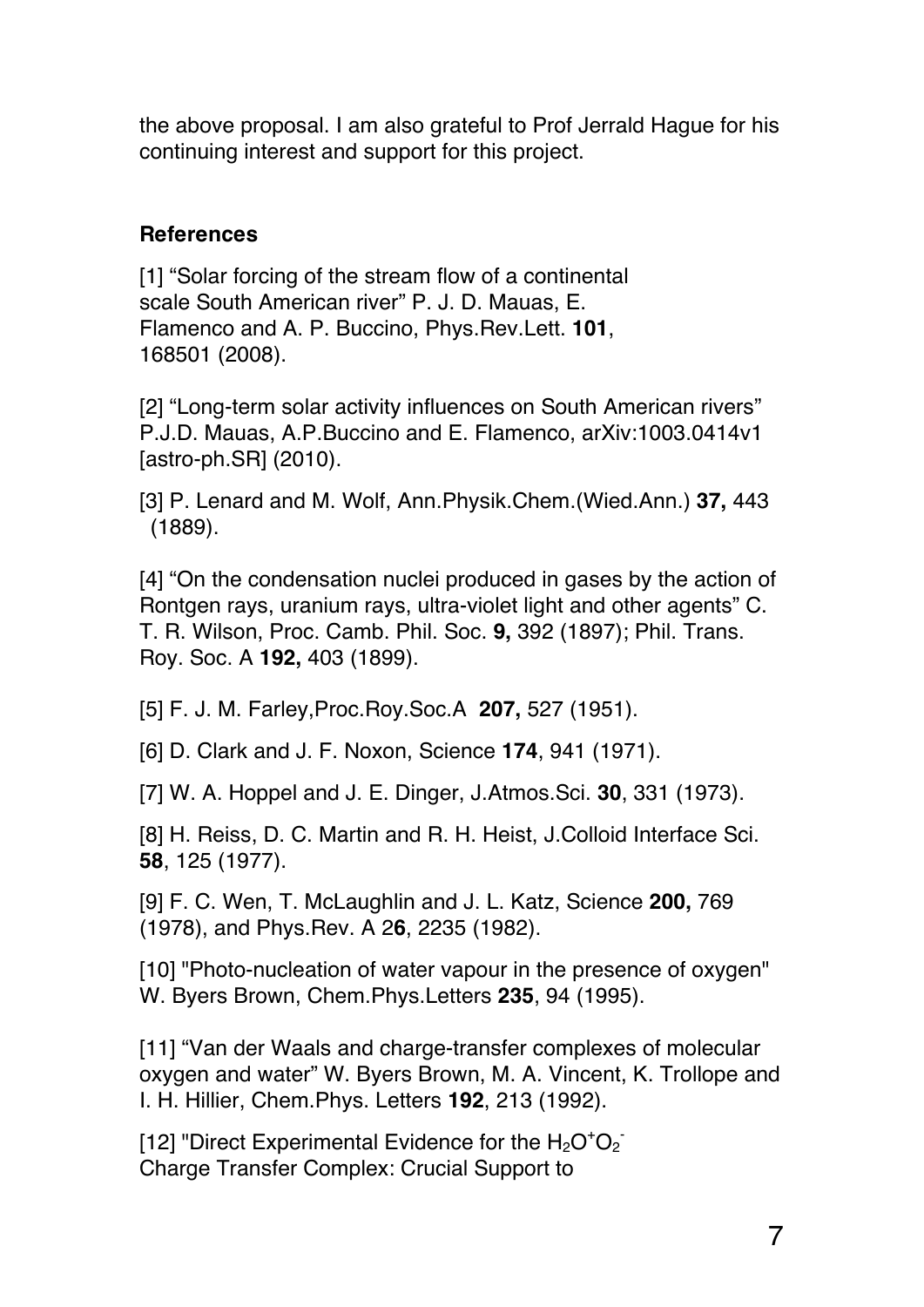the above proposal. I am also grateful to Prof Jerrald Hague for his continuing interest and support for this project.

### References

[1] "Solar forcing of the stream flow of a continental scale South American river" P. J. D. Mauas, E. Flamenco and A. P. Buccino, Phys.Rev.Lett. **101**, 168501 (2008).

[2] "Long-term solar activity influences on South American rivers" P.J.D. Mauas, A.P.Buccino and E. Flamenco, arXiv:1003.0414v1 [astro-ph.SR] (2010).

[3] P. Lenard and M. Wolf, Ann.Physik.Chem.(Wied.Ann.) **37,** 443 (1889).

[4] "On the condensation nuclei produced in gases by the action of Rontgen rays, uranium rays, ultra-violet light and other agents" C. T. R. Wilson, Proc. Camb. Phil. Soc. **9,** 392 (1897); Phil. Trans. Roy. Soc. A **192,** 403 (1899).

[5] F. J. M. Farley,Proc.Roy.Soc.A **207,** 527 (1951).

[6] D. Clark and J. F. Noxon, Science **174**, 941 (1971).

[7] W. A. Hoppel and J. E. Dinger, J.Atmos.Sci. **30**, 331 (1973).

[8] H. Reiss, D. C. Martin and R. H. Heist, J.Colloid Interface Sci. **58**, 125 (1977).

[9] F. C. Wen, T. McLaughlin and J. L. Katz, Science **200,** 769 (1978), and Phys.Rev. A 2**6**, 2235 (1982).

[10] "Photo-nucleation of water vapour in the presence of oxygen" W. Byers Brown, Chem.Phys.Letters **235**, 94 (1995).

[11] "Van der Waals and charge-transfer complexes of molecular oxygen and water" W. Byers Brown, M. A. Vincent, K. Trollope and I. H. Hillier, Chem.Phys. Letters **192**, 213 (1992).

[12] "Direct Experimental Evidence for the $H_2O^+O_2^-$ Charge Transfer Complex: Crucial Support to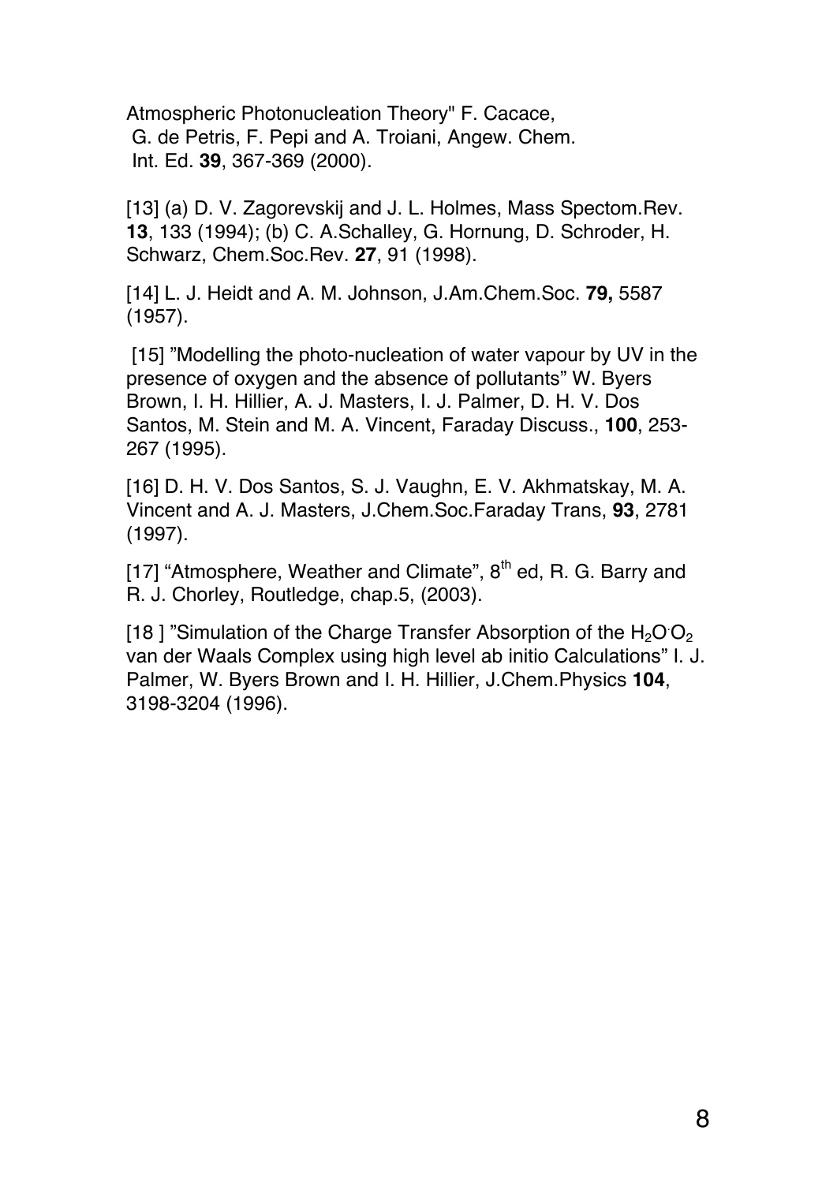Atmospheric Photonucleation Theory" F. Cacace, G. de Petris, F. Pepi and A. Troiani, Angew. Chem. Int. Ed. **39**, 367-369 (2000).

[13] (a) D. V. Zagorevskij and J. L. Holmes, Mass Spectom.Rev. **13**, 133 (1994); (b) C. A.Schalley, G. Hornung, D. Schroder, H. Schwarz, Chem.Soc.Rev. **27**, 91 (1998).

[14] L. J. Heidt and A. M. Johnson, J.Am.Chem.Soc. **79,** 5587 (1957).

[15] "Modelling the photo-nucleation of water vapour by UV in the presence of oxygen and the absence of pollutants" W. Byers Brown, I. H. Hillier, A. J. Masters, I. J. Palmer, D. H. V. Dos Santos, M. Stein and M. A. Vincent, Faraday Discuss., **100**, 253-267 (1995).

[16] D. H. V. Dos Santos, S. J. Vaughn, E. V. Akhmatskay, M. A. Vincent and A. J. Masters, J.Chem.Soc.Faraday Trans, **93**, 2781 (1997).

[17] "Atmosphere, Weather and Climate", 8th ed, R. G. Barry and R. J. Chorley, Routledge, chap.5, (2003).

[18 ] "Simulation of the Charge Transfer Absorption of the $H_2O{\cdot}O_2$ van der Waals Complex using high level ab initio Calculations" I. J. Palmer, W. Byers Brown and I. H. Hillier, J.Chem.Physics **104**, 3198-3204 (1996).